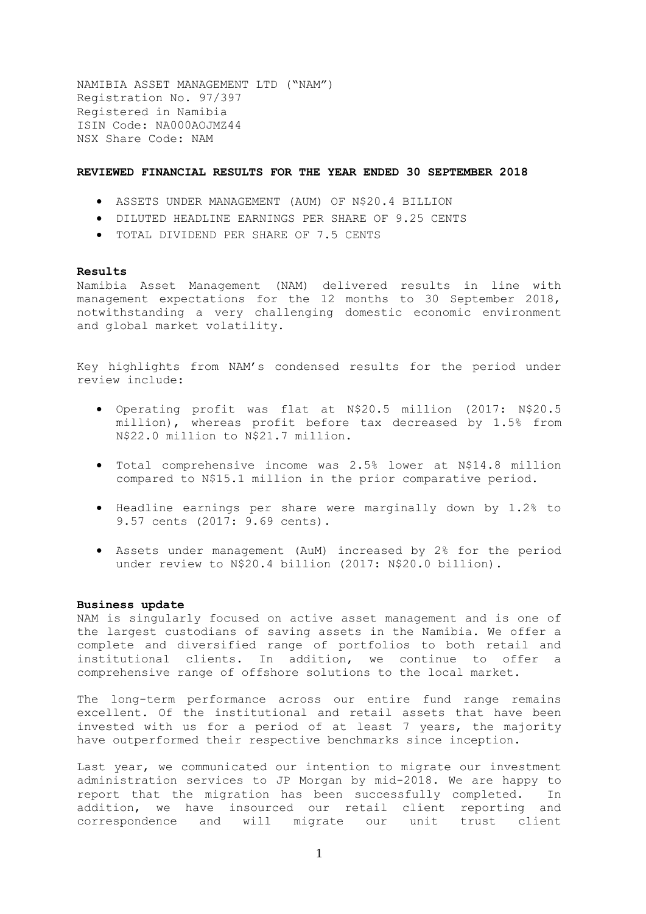NAMIBIA ASSET MANAGEMENT LTD ("NAM")
Registration No. 97/397
Registered in Namibia
ISIN Code: NA000AOJMZ44
NSX Share Code: NAM

**REVIEWED FINANCIAL RESULTS FOR THE YEAR ENDED 30 SEPTEMBER 2018**

- ASSETS UNDER MANAGEMENT (AUM) OF N$20.4 BILLION
- DILUTED HEADLINE EARNINGS PER SHARE OF 9.25 CENTS
- TOTAL DIVIDEND PER SHARE OF 7.5 CENTS

**Results**

Namibia Asset Management (NAM) delivered results in line with management expectations for the 12 months to 30 September 2018, notwithstanding a very challenging domestic economic environment and global market volatility.

Key highlights from NAM's condensed results for the period under review include:

- Operating profit was flat at N$20.5 million (2017: N$20.5 million), whereas profit before tax decreased by 1.5% from N$22.0 million to N$21.7 million.
- Total comprehensive income was 2.5% lower at N$14.8 million compared to N$15.1 million in the prior comparative period.
- Headline earnings per share were marginally down by 1.2% to 9.57 cents (2017: 9.69 cents).
- Assets under management (AuM) increased by 2% for the period under review to N$20.4 billion (2017: N$20.0 billion).

**Business update**

NAM is singularly focused on active asset management and is one of the largest custodians of saving assets in the Namibia. We offer a complete and diversified range of portfolios to both retail and institutional clients. In addition, we continue to offer a comprehensive range of offshore solutions to the local market.

The long-term performance across our entire fund range remains excellent. Of the institutional and retail assets that have been invested with us for a period of at least 7 years, the majority have outperformed their respective benchmarks since inception.

Last year, we communicated our intention to migrate our investment administration services to JP Morgan by mid-2018. We are happy to report that the migration has been successfully completed. In addition, we have insourced our retail client reporting and correspondence and will migrate our unit trust client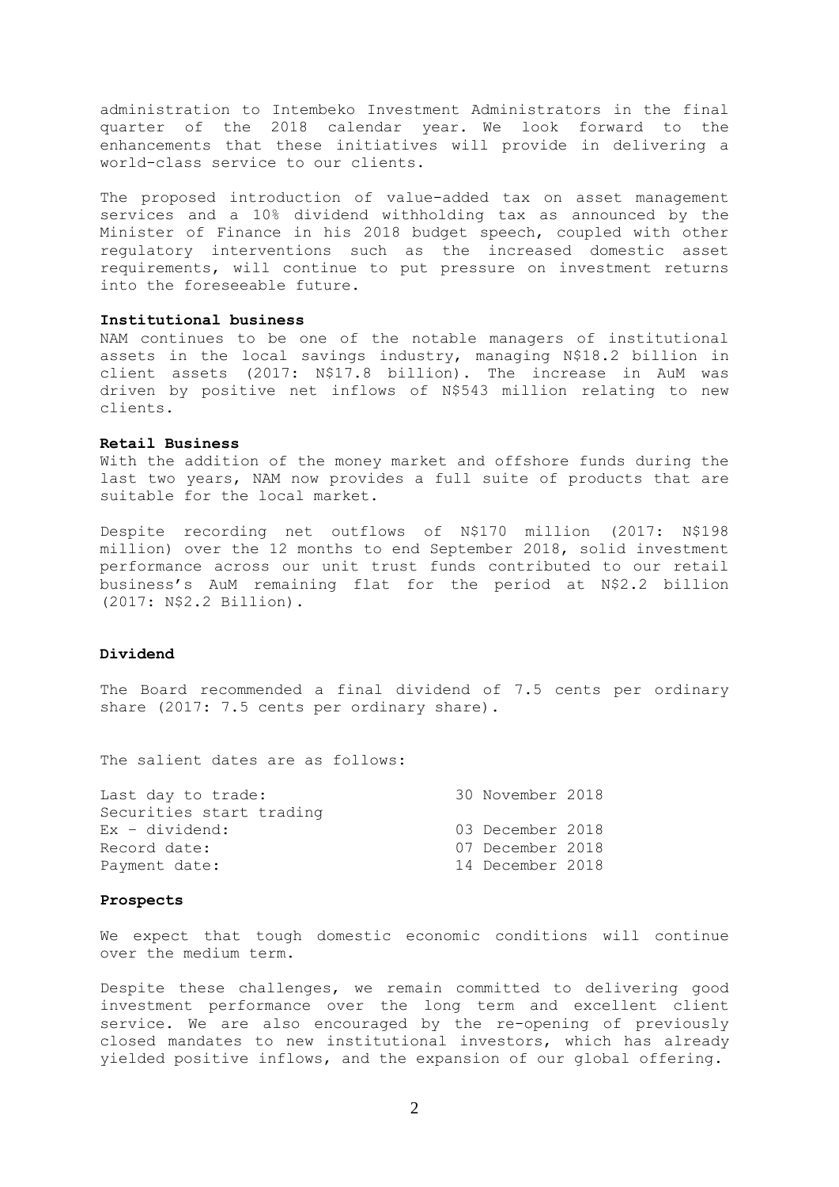administration to Intembeko Investment Administrators in the final quarter of the 2018 calendar year. We look forward to the enhancements that these initiatives will provide in delivering a world-class service to our clients.

The proposed introduction of value-added tax on asset management services and a 10% dividend withholding tax as announced by the Minister of Finance in his 2018 budget speech, coupled with other regulatory interventions such as the increased domestic asset requirements, will continue to put pressure on investment returns into the foreseeable future.

**Institutional business**

NAM continues to be one of the notable managers of institutional assets in the local savings industry, managing N$18.2 billion in client assets (2017: N$17.8 billion). The increase in AuM was driven by positive net inflows of N$543 million relating to new clients.

**Retail Business**

With the addition of the money market and offshore funds during the last two years, NAM now provides a full suite of products that are suitable for the local market.

Despite recording net outflows of N$170 million (2017: N$198 million) over the 12 months to end September 2018, solid investment performance across our unit trust funds contributed to our retail business's AuM remaining flat for the period at N$2.2 billion (2017: N$2.2 Billion).

**Dividend**

The Board recommended a final dividend of 7.5 cents per ordinary share (2017: 7.5 cents per ordinary share).

The salient dates are as follows:

| | |
|---|---|
| Last day to trade: | 30 November 2018 |
| Securities start trading | |
| Ex – dividend: | 03 December 2018 |
| Record date: | 07 December 2018 |
| Payment date: | 14 December 2018 |

**Prospects**

We expect that tough domestic economic conditions will continue over the medium term.

Despite these challenges, we remain committed to delivering good investment performance over the long term and excellent client service. We are also encouraged by the re-opening of previously closed mandates to new institutional investors, which has already yielded positive inflows, and the expansion of our global offering.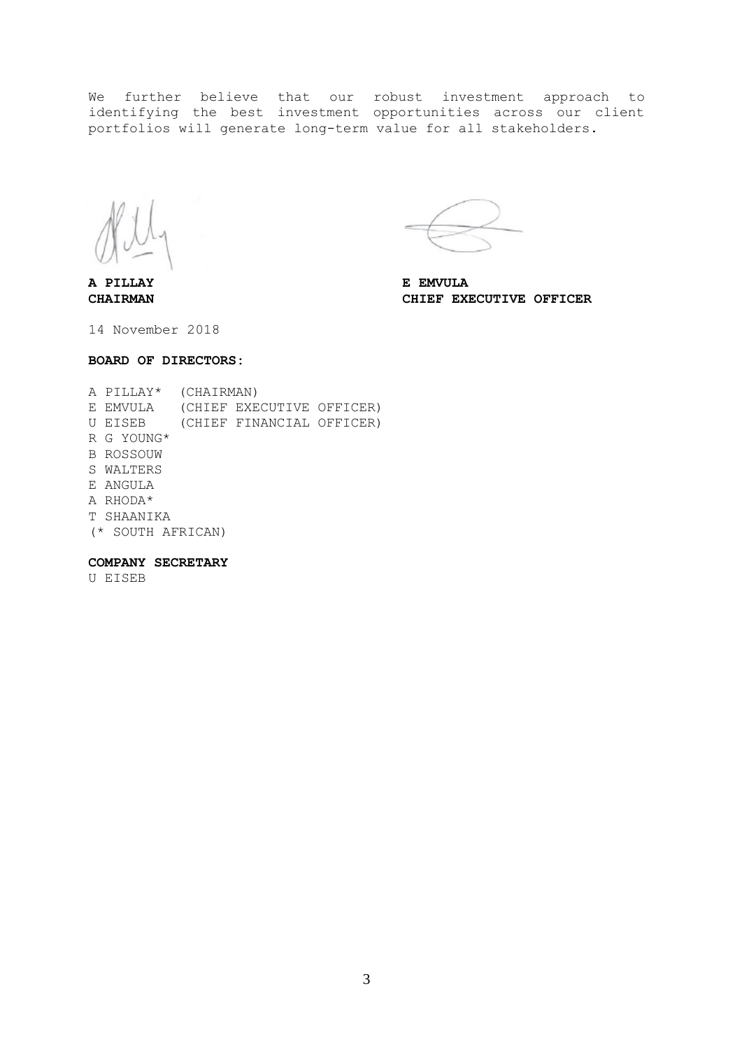We further believe that our robust investment approach to identifying the best investment opportunities across our client portfolios will generate long-term value for all stakeholders.

**A PILLAY**
**CHAIRMAN**

**E EMVULA**
**CHIEF EXECUTIVE OFFICER**

14 November 2018

**BOARD OF DIRECTORS:**

A PILLAY* (CHAIRMAN)
E EMVULA (CHIEF EXECUTIVE OFFICER)
U EISEB (CHIEF FINANCIAL OFFICER)
R G YOUNG*
B ROSSOUW
S WALTERS
E ANGULA
A RHODA*
T SHAANIKA
(* SOUTH AFRICAN)

**COMPANY SECRETARY**
U EISEB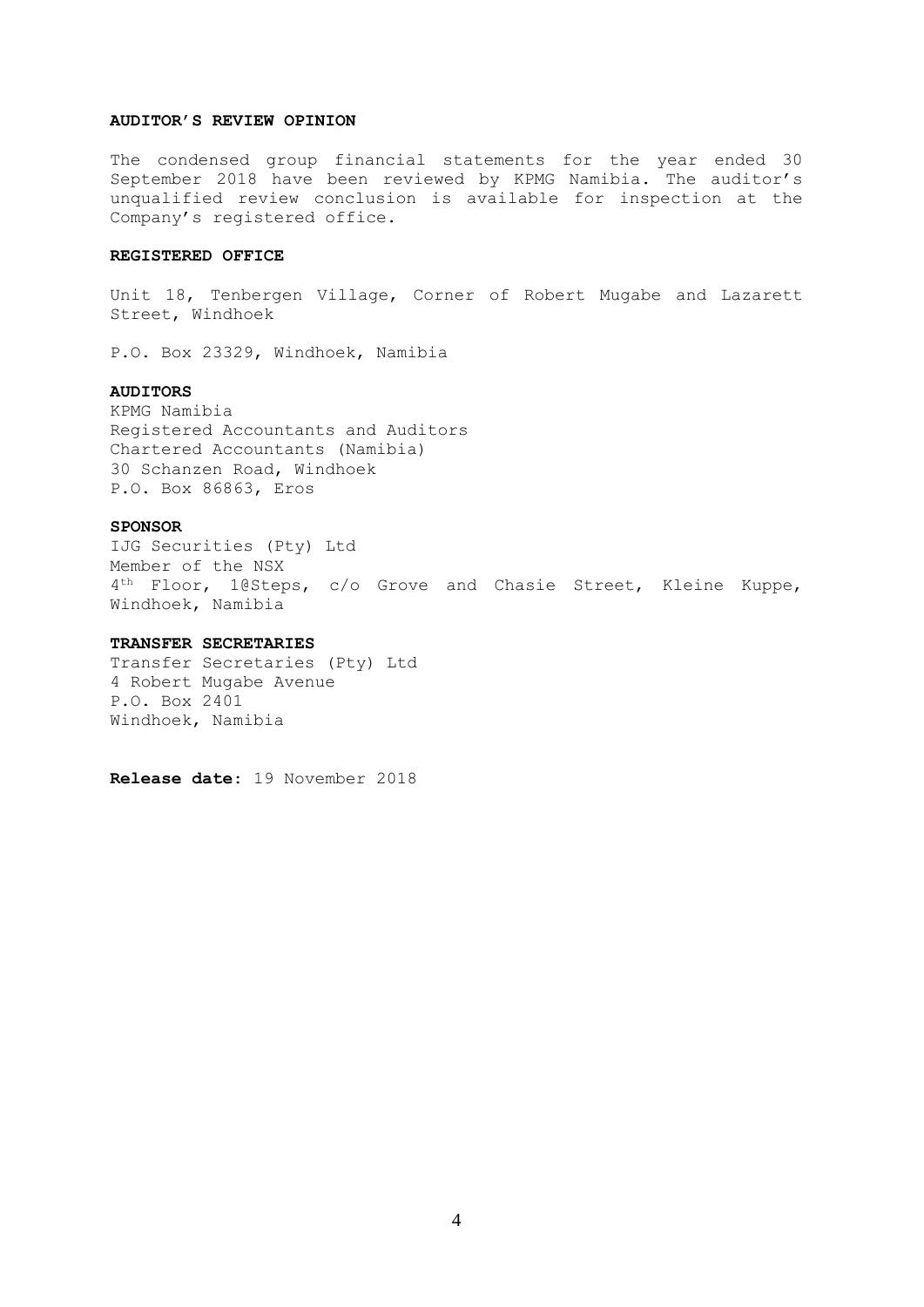**AUDITOR'S REVIEW OPINION**

The condensed group financial statements for the year ended 30 September 2018 have been reviewed by KPMG Namibia. The auditor's unqualified review conclusion is available for inspection at the Company's registered office.

**REGISTERED OFFICE**

Unit 18, Tenbergen Village, Corner of Robert Mugabe and Lazarett Street, Windhoek

P.O. Box 23329, Windhoek, Namibia

**AUDITORS**

KPMG Namibia
Registered Accountants and Auditors
Chartered Accountants (Namibia)
30 Schanzen Road, Windhoek
P.O. Box 86863, Eros

**SPONSOR**

IJG Securities (Pty) Ltd
Member of the NSX
4th Floor, 1@Steps, c/o Grove and Chasie Street, Kleine Kuppe, Windhoek, Namibia

**TRANSFER SECRETARIES**

Transfer Secretaries (Pty) Ltd
4 Robert Mugabe Avenue
P.O. Box 2401
Windhoek, Namibia

**Release date**: 19 November 2018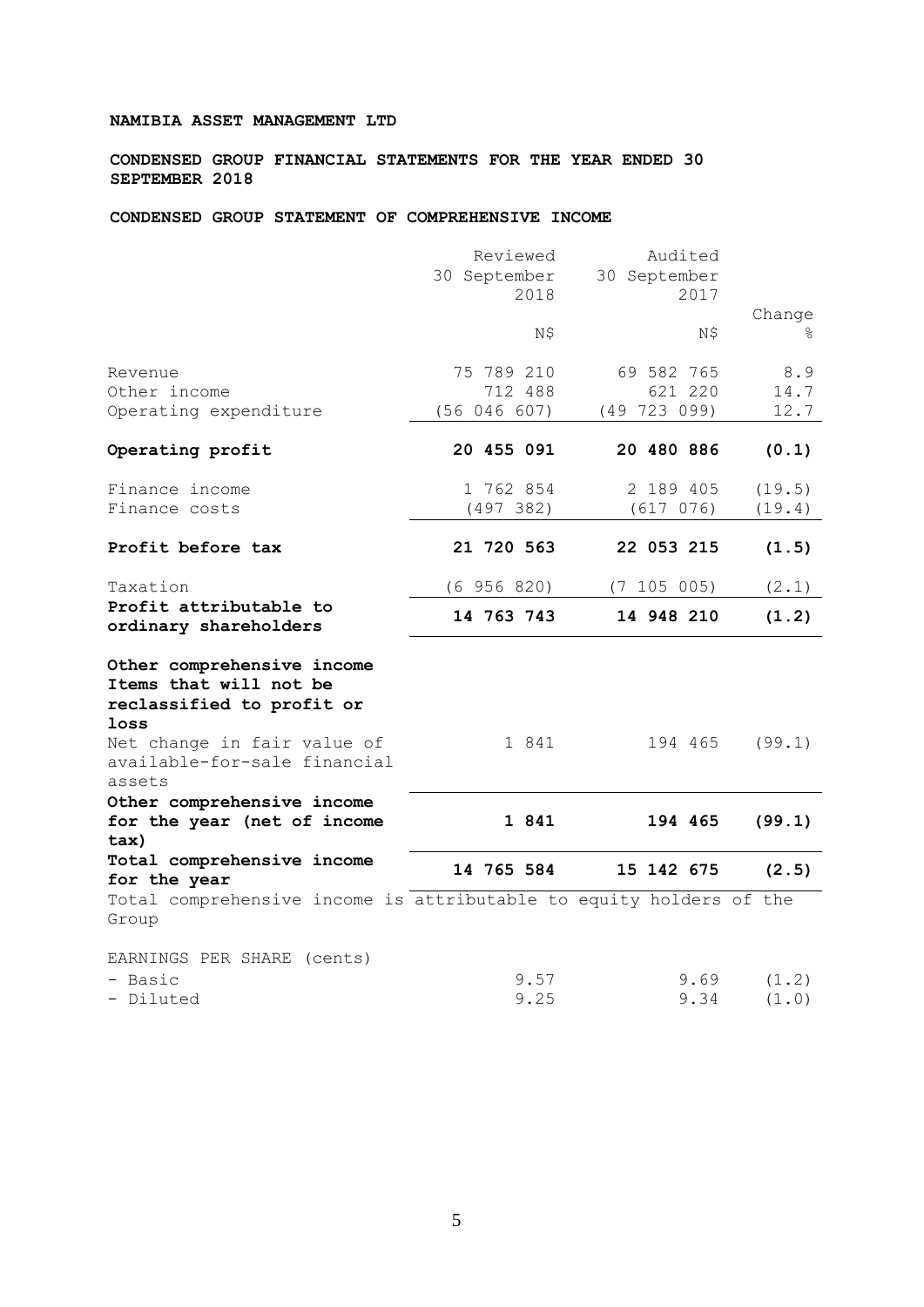**NAMIBIA ASSET MANAGEMENT LTD**

**CONDENSED GROUP FINANCIAL STATEMENTS FOR THE YEAR ENDED 30 SEPTEMBER 2018**

**CONDENSED GROUP STATEMENT OF COMPREHENSIVE INCOME**

| | Reviewed 30 September 2018 | Audited 30 September 2017 | |
|---|---|---|---|
| | N$ | N$ | Change % |
| Revenue | 75 789 210 | 69 582 765 | 8.9 |
| Other income | 712 488 | 621 220 | 14.7 |
| Operating expenditure | (56 046 607) | (49 723 099) | 12.7 |
| **Operating profit** | **20 455 091** | **20 480 886** | **(0.1)** |
| Finance income | 1 762 854 | 2 189 405 | (19.5) |
| Finance costs | (497 382) | (617 076) | (19.4) |
| **Profit before tax** | **21 720 563** | **22 053 215** | **(1.5)** |
| Taxation | (6 956 820) | (7 105 005) | (2.1) |
| **Profit attributable to ordinary shareholders** | **14 763 743** | **14 948 210** | **(1.2)** |
| **Other comprehensive income Items that will not be reclassified to profit or loss** | | | |
| Net change in fair value of available-for-sale financial assets | 1 841 | 194 465 | (99.1) |
| **Other comprehensive income for the year (net of income tax)** | **1 841** | **194 465** | **(99.1)** |
| **Total comprehensive income for the year** | **14 765 584** | **15 142 675** | **(2.5)** |

Total comprehensive income is attributable to equity holders of the Group

| EARNINGS PER SHARE (cents) | | | |
|---|---|---|---|
| - Basic | 9.57 | 9.69 | (1.2) |
| - Diluted | 9.25 | 9.34 | (1.0) |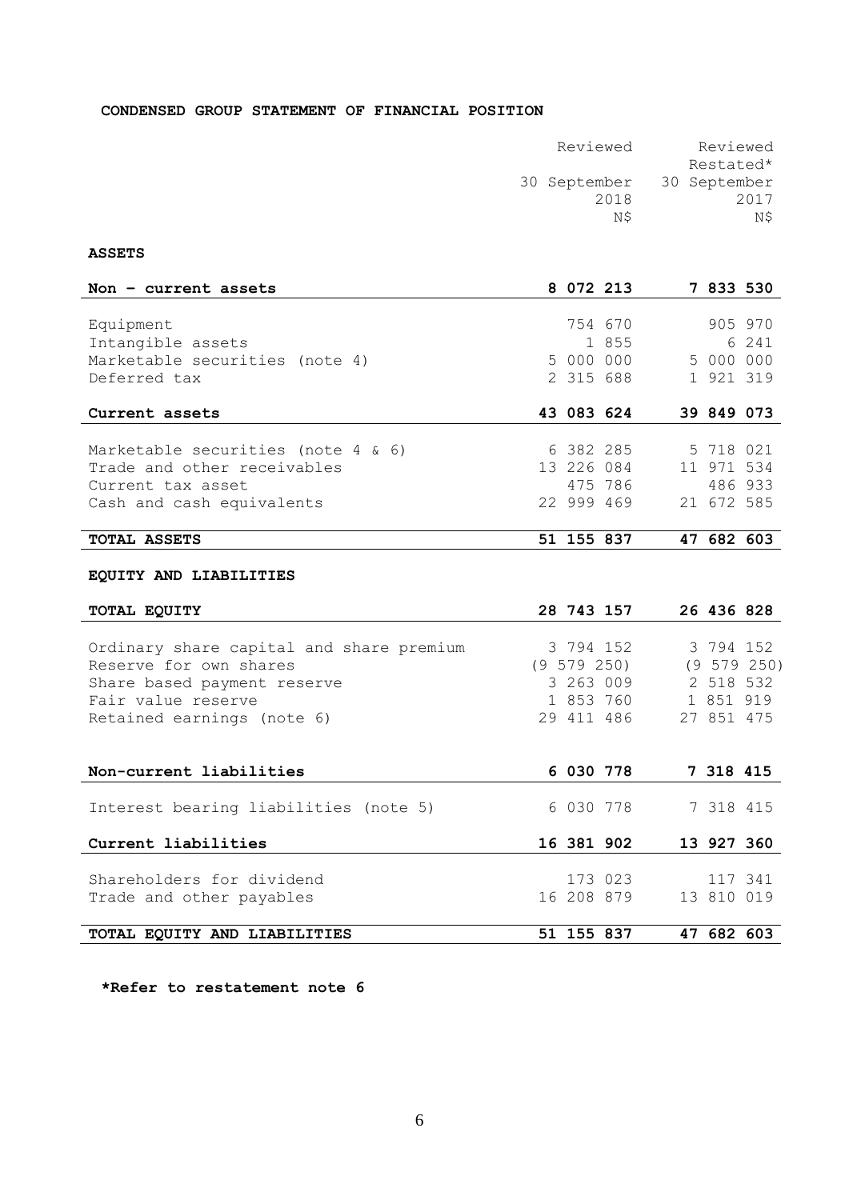## CONDENSED GROUP STATEMENT OF FINANCIAL POSITION

| | Reviewed 30 September 2018 N$ | Reviewed Restated* 30 September 2017 N$ |
|---|---|---|
| **ASSETS** | | |
| **Non – current assets** | **8 072 213** | **7 833 530** |
| Equipment | 754 670 | 905 970 |
| Intangible assets | 1 855 | 6 241 |
| Marketable securities (note 4) | 5 000 000 | 5 000 000 |
| Deferred tax | 2 315 688 | 1 921 319 |
| **Current assets** | **43 083 624** | **39 849 073** |
| Marketable securities (note 4 & 6) | 6 382 285 | 5 718 021 |
| Trade and other receivables | 13 226 084 | 11 971 534 |
| Current tax asset | 475 786 | 486 933 |
| Cash and cash equivalents | 22 999 469 | 21 672 585 |
| **TOTAL ASSETS** | **51 155 837** | **47 682 603** |
| **EQUITY AND LIABILITIES** | | |
| **TOTAL EQUITY** | **28 743 157** | **26 436 828** |
| Ordinary share capital and share premium | 3 794 152 | 3 794 152 |
| Reserve for own shares | (9 579 250) | (9 579 250) |
| Share based payment reserve | 3 263 009 | 2 518 532 |
| Fair value reserve | 1 853 760 | 1 851 919 |
| Retained earnings (note 6) | 29 411 486 | 27 851 475 |
| **Non-current liabilities** | **6 030 778** | **7 318 415** |
| Interest bearing liabilities (note 5) | 6 030 778 | 7 318 415 |
| **Current liabilities** | **16 381 902** | **13 927 360** |
| Shareholders for dividend | 173 023 | 117 341 |
| Trade and other payables | 16 208 879 | 13 810 019 |
| **TOTAL EQUITY AND LIABILITIES** | **51 155 837** | **47 682 603** |

**\*Refer to restatement note 6**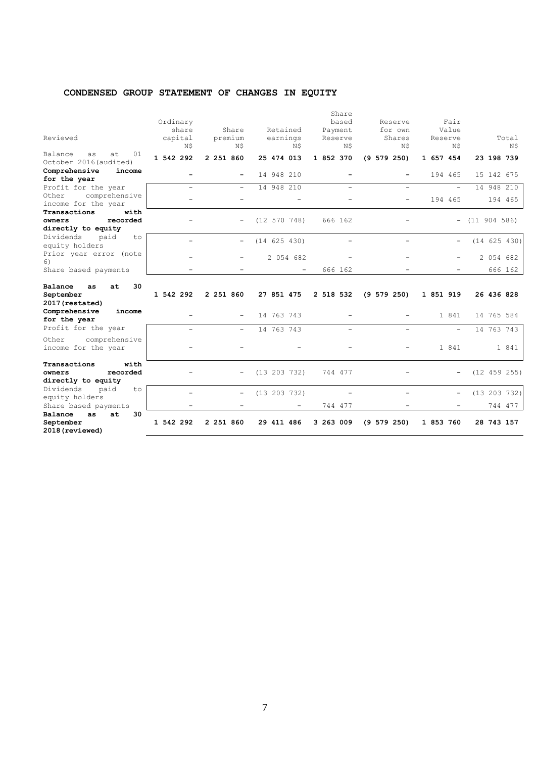## CONDENSED GROUP STATEMENT OF CHANGES IN EQUITY

| Reviewed | Ordinary share capital N$ | Share premium N$ | Retained earnings N$ | Share based Payment Reserve N$ | Reserve for own Shares N$ | Fair Value Reserve N$ | Total N$ |
|---|---|---|---|---|---|---|---|
| Balance as at 01 October 2016 (audited) | **1 542 292** | **2 251 860** | **25 474 013** | **1 852 370** | **(9 579 250)** | **1 657 454** | **23 198 739** |
| **Comprehensive income for the year** | **-** | **-** | 14 948 210 | **-** | **-** | 194 465 | 15 142 675 |
| Profit for the year | - | - | 14 948 210 | - | - | - | 14 948 210 |
| Other comprehensive income for the year | - | - | - | - | - | 194 465 | 194 465 |
| **Transactions with owners recorded directly to equity** | - | - | (12 570 748) | 666 162 | - | **-** | (11 904 586) |
| Dividends paid to equity holders | - | - | (14 625 430) | - | - | - | (14 625 430) |
| Prior year error (note 6) | - | - | 2 054 682 | - | - | - | 2 054 682 |
| Share based payments | - | - | - | 666 162 | - | - | 666 162 |
| **Balance as at 30 September 2017 (restated)** | **1 542 292** | **2 251 860** | **27 851 475** | **2 518 532** | **(9 579 250)** | **1 851 919** | **26 436 828** |
| **Comprehensive income for the year** | **-** | **-** | 14 763 743 | **-** | **-** | 1 841 | 14 765 584 |
| Profit for the year | - | - | 14 763 743 | - | - | - | 14 763 743 |
| Other comprehensive income for the year | - | - | - | - | - | 1 841 | 1 841 |
| **Transactions with owners recorded directly to equity** | - | - | (13 203 732) | 744 477 | - | **-** | (12 459 255) |
| Dividends paid to equity holders | - | - | (13 203 732) | - | - | - | (13 203 732) |
| Share based payments | - | - | - | 744 477 | - | - | 744 477 |
| **Balance as at 30 September 2018 (reviewed)** | **1 542 292** | **2 251 860** | **29 411 486** | **3 263 009** | **(9 579 250)** | **1 853 760** | **28 743 157** |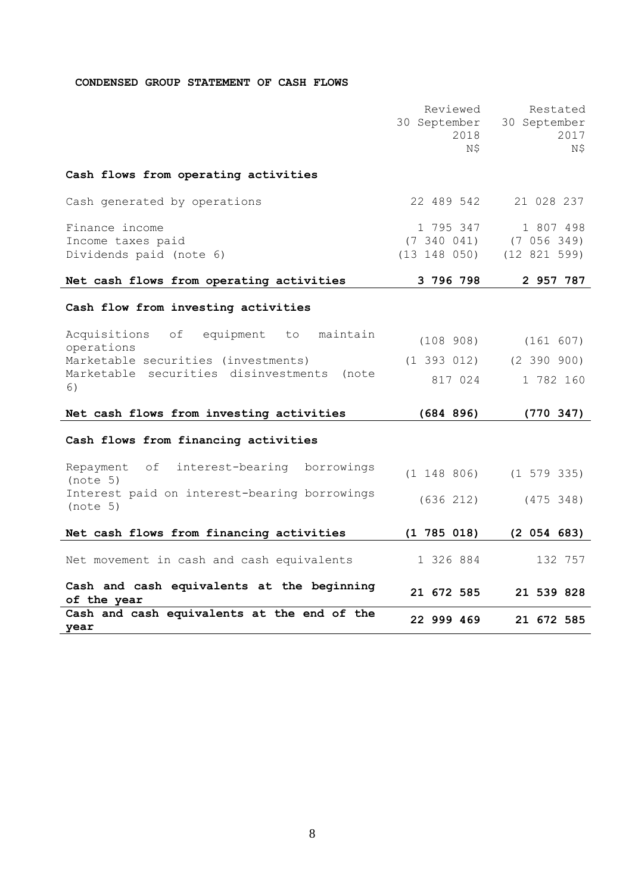## CONDENSED GROUP STATEMENT OF CASH FLOWS

| | Reviewed 30 September 2018 N$ | Restated 30 September 2017 N$ |
|---|---|---|
| **Cash flows from operating activities** | | |
| Cash generated by operations | 22 489 542 | 21 028 237 |
| Finance income | 1 795 347 | 1 807 498 |
| Income taxes paid | (7 340 041) | (7 056 349) |
| Dividends paid (note 6) | (13 148 050) | (12 821 599) |
| **Net cash flows from operating activities** | **3 796 798** | **2 957 787** |
| **Cash flow from investing activities** | | |
| Acquisitions of equipment to maintain operations | (108 908) | (161 607) |
| Marketable securities (investments) | (1 393 012) | (2 390 900) |
| Marketable securities disinvestments (note 6) | 817 024 | 1 782 160 |
| **Net cash flows from investing activities** | **(684 896)** | **(770 347)** |
| **Cash flows from financing activities** | | |
| Repayment of interest-bearing borrowings (note 5) | (1 148 806) | (1 579 335) |
| Interest paid on interest-bearing borrowings (note 5) | (636 212) | (475 348) |
| **Net cash flows from financing activities** | **(1 785 018)** | **(2 054 683)** |
| Net movement in cash and cash equivalents | 1 326 884 | 132 757 |
| **Cash and cash equivalents at the beginning of the year** | **21 672 585** | **21 539 828** |
| **Cash and cash equivalents at the end of the year** | **22 999 469** | **21 672 585** |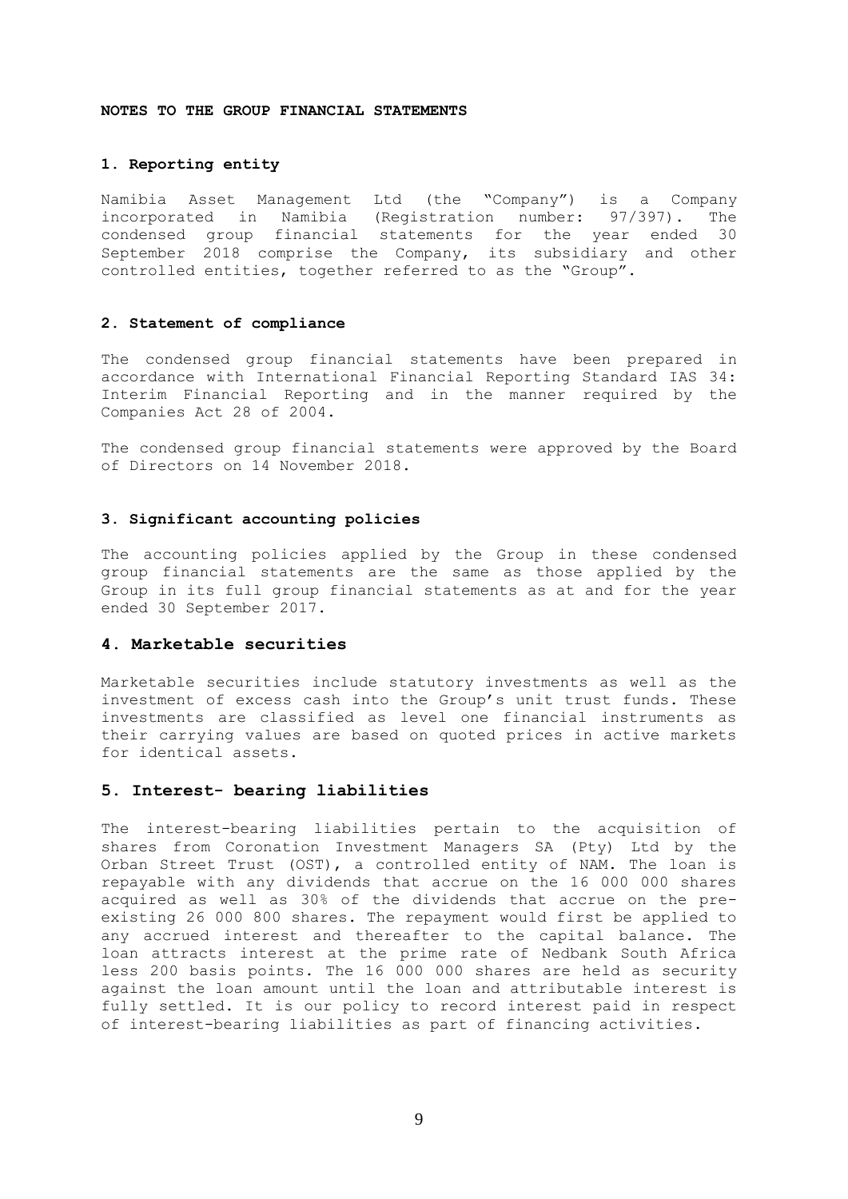## NOTES TO THE GROUP FINANCIAL STATEMENTS

### 1. Reporting entity

Namibia Asset Management Ltd (the "Company") is a Company incorporated in Namibia (Registration number: 97/397). The condensed group financial statements for the year ended 30 September 2018 comprise the Company, its subsidiary and other controlled entities, together referred to as the "Group".

### 2. Statement of compliance

The condensed group financial statements have been prepared in accordance with International Financial Reporting Standard IAS 34: Interim Financial Reporting and in the manner required by the Companies Act 28 of 2004.

The condensed group financial statements were approved by the Board of Directors on 14 November 2018.

### 3. Significant accounting policies

The accounting policies applied by the Group in these condensed group financial statements are the same as those applied by the Group in its full group financial statements as at and for the year ended 30 September 2017.

### 4. Marketable securities

Marketable securities include statutory investments as well as the investment of excess cash into the Group's unit trust funds. These investments are classified as level one financial instruments as their carrying values are based on quoted prices in active markets for identical assets.

### 5. Interest- bearing liabilities

The interest-bearing liabilities pertain to the acquisition of shares from Coronation Investment Managers SA (Pty) Ltd by the Orban Street Trust (OST), a controlled entity of NAM. The loan is repayable with any dividends that accrue on the 16 000 000 shares acquired as well as 30% of the dividends that accrue on the pre-existing 26 000 800 shares. The repayment would first be applied to any accrued interest and thereafter to the capital balance. The loan attracts interest at the prime rate of Nedbank South Africa less 200 basis points. The 16 000 000 shares are held as security against the loan amount until the loan and attributable interest is fully settled. It is our policy to record interest paid in respect of interest-bearing liabilities as part of financing activities.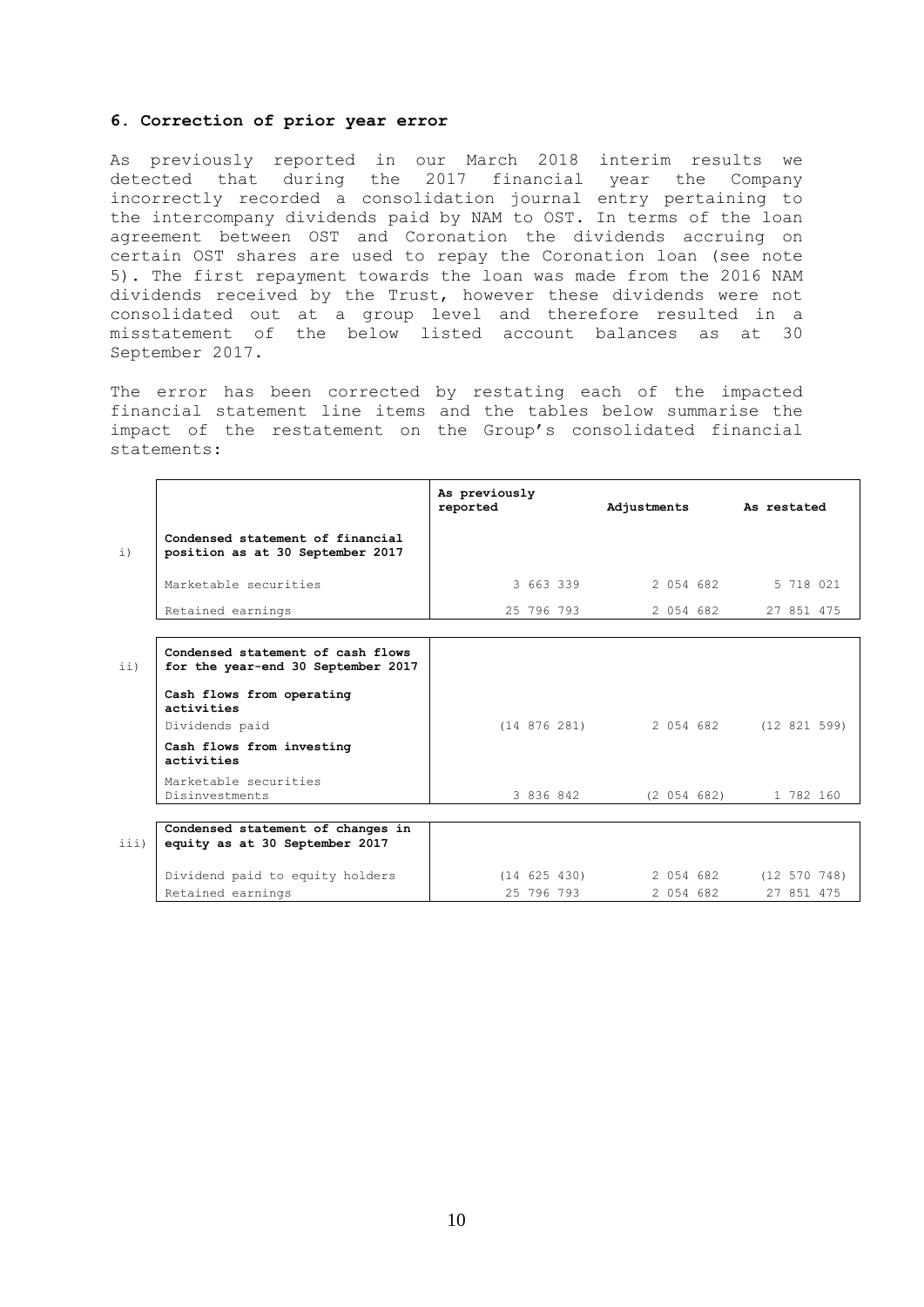## 6. Correction of prior year error

As previously reported in our March 2018 interim results we detected that during the 2017 financial year the Company incorrectly recorded a consolidation journal entry pertaining to the intercompany dividends paid by NAM to OST. In terms of the loan agreement between OST and Coronation the dividends accruing on certain OST shares are used to repay the Coronation loan (see note 5). The first repayment towards the loan was made from the 2016 NAM dividends received by the Trust, however these dividends were not consolidated out at a group level and therefore resulted in a misstatement of the below listed account balances as at 30 September 2017.

The error has been corrected by restating each of the impacted financial statement line items and the tables below summarise the impact of the restatement on the Group's consolidated financial statements:

| | | As previously reported | Adjustments | As restated |
|---|---|---|---|---|
| i) | **Condensed statement of financial position as at 30 September 2017** | | | |
| | Marketable securities | 3 663 339 | 2 054 682 | 5 718 021 |
| | Retained earnings | 25 796 793 | 2 054 682 | 27 851 475 |
| ii) | **Condensed statement of cash flows for the year-end 30 September 2017** | | | |
| | **Cash flows from operating activities** | | | |
| | Dividends paid | (14 876 281) | 2 054 682 | (12 821 599) |
| | **Cash flows from investing activities** | | | |
| | Marketable securities Disinvestments | 3 836 842 | (2 054 682) | 1 782 160 |
| iii) | **Condensed statement of changes in equity as at 30 September 2017** | | | |
| | Dividend paid to equity holders | (14 625 430) | 2 054 682 | (12 570 748) |
| | Retained earnings | 25 796 793 | 2 054 682 | 27 851 475 |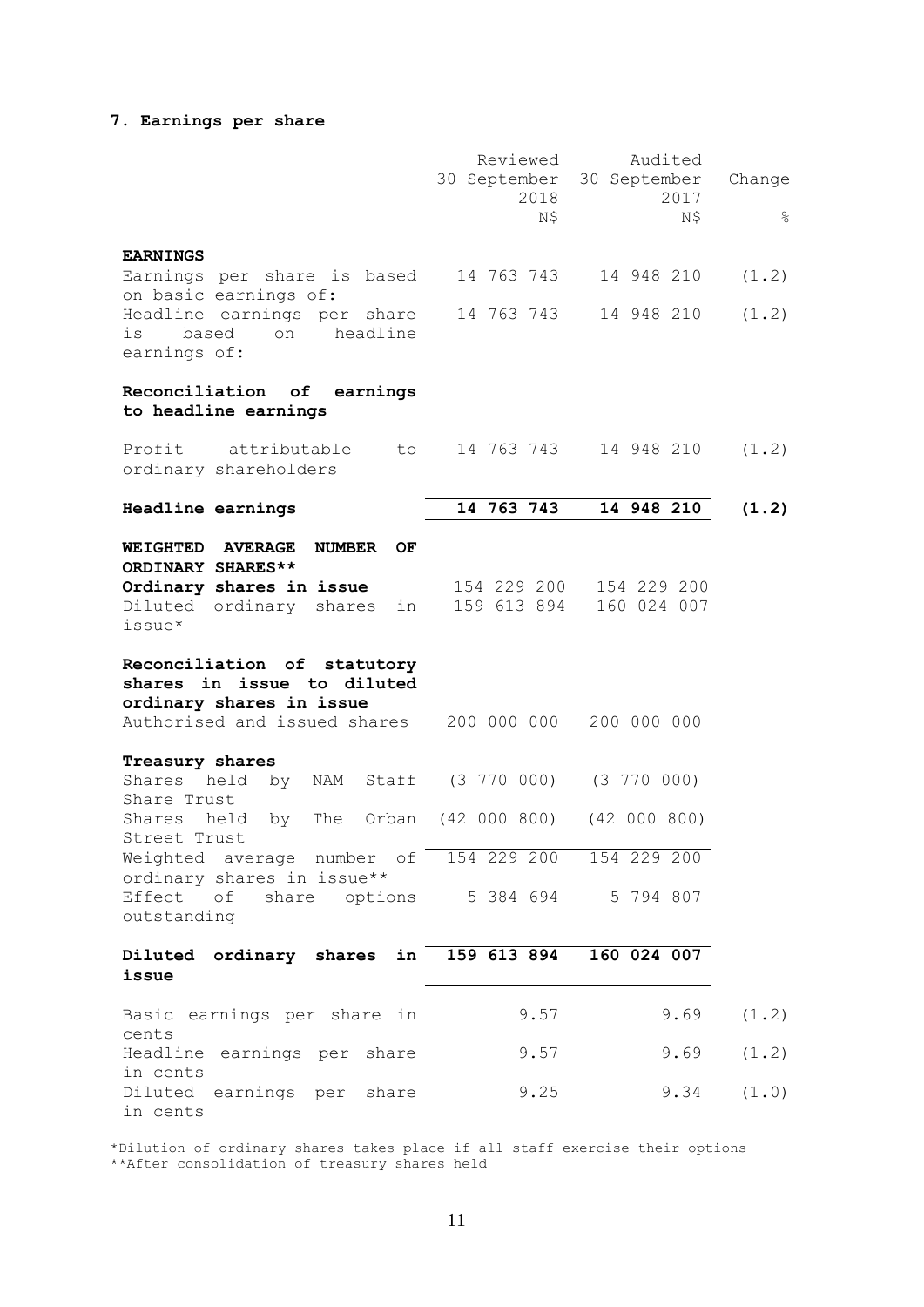**7. Earnings per share**

| | Reviewed 30 September 2018 N$ | Audited 30 September 2017 N$ | Change % |
|---|---|---|---|
| **EARNINGS** | | | |
| Earnings per share is based on basic earnings of: | 14 763 743 | 14 948 210 | (1.2) |
| Headline earnings per share is based on headline earnings of: | 14 763 743 | 14 948 210 | (1.2) |
| **Reconciliation of earnings to headline earnings** | | | |
| Profit attributable to ordinary shareholders | 14 763 743 | 14 948 210 | (1.2) |
| **Headline earnings** | **14 763 743** | **14 948 210** | **(1.2)** |
| **WEIGHTED AVERAGE NUMBER OF ORDINARY SHARES\*\*** | | | |
| **Ordinary shares in issue** | 154 229 200 | 154 229 200 | |
| Diluted ordinary shares in issue\* | 159 613 894 | 160 024 007 | |
| **Reconciliation of statutory shares in issue to diluted ordinary shares in issue** | | | |
| Authorised and issued shares | 200 000 000 | 200 000 000 | |
| **Treasury shares** | | | |
| Shares held by NAM Staff Share Trust | (3 770 000) | (3 770 000) | |
| Shares held by The Orban Street Trust | (42 000 800) | (42 000 800) | |
| Weighted average number of ordinary shares in issue\*\* | 154 229 200 | 154 229 200 | |
| Effect of share options outstanding | 5 384 694 | 5 794 807 | |
| **Diluted ordinary shares in issue** | **159 613 894** | **160 024 007** | |
| Basic earnings per share in cents | 9.57 | 9.69 | (1.2) |
| Headline earnings per share in cents | 9.57 | 9.69 | (1.2) |
| Diluted earnings per share in cents | 9.25 | 9.34 | (1.0) |

\*Dilution of ordinary shares takes place if all staff exercise their options
\*\*After consolidation of treasury shares held